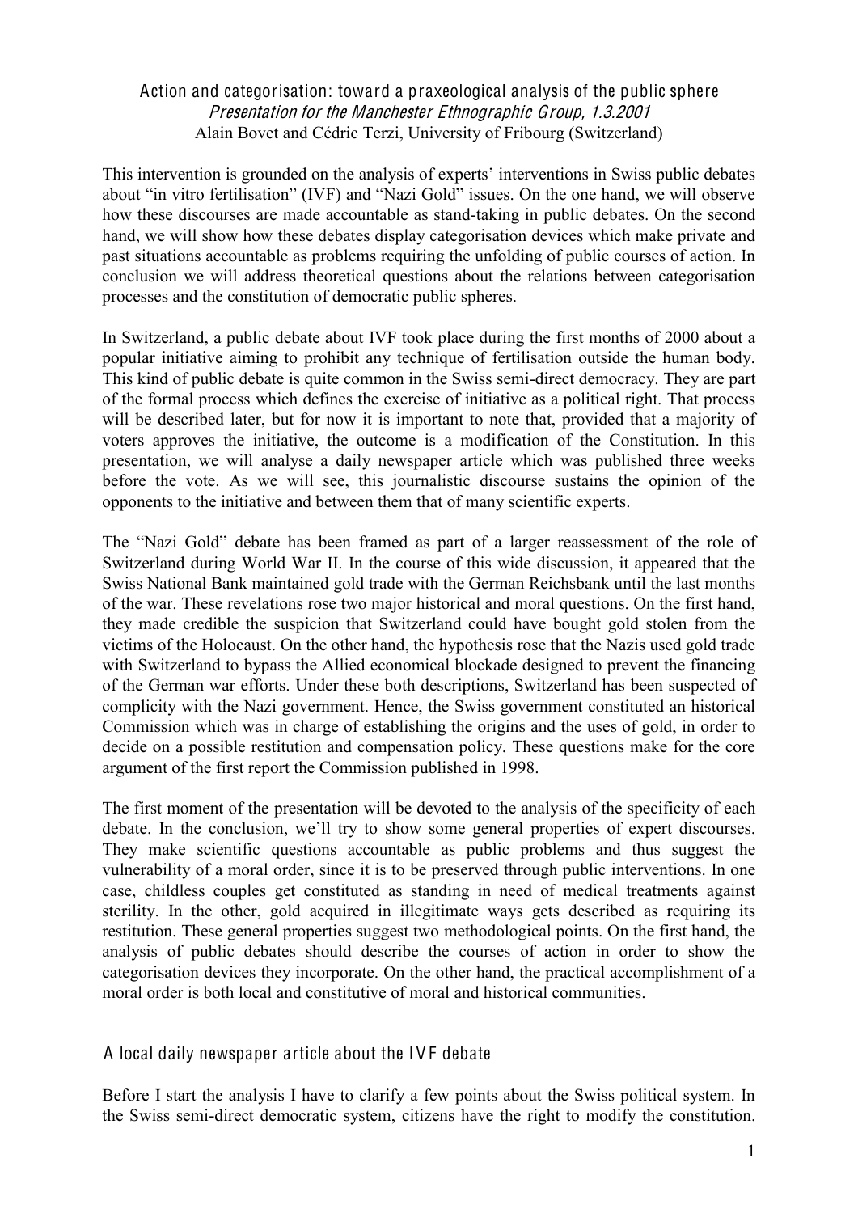# Action and categorisation: toward a praxeological analysis of the public sphere

*Presentation for the Manchester Ethnographic Group, 1.3.2001*

Alain Bovet and Cédric Terzi, University of Fribourg (Switzerland)

This intervention is grounded on the analysis of experts' interventions in Swiss public debates about "in vitro fertilisation" (IVF) and "Nazi Gold" issues. On the one hand, we will observe how these discourses are made accountable as stand-taking in public debates. On the second hand, we will show how these debates display categorisation devices which make private and past situations accountable as problems requiring the unfolding of public courses of action. In conclusion we will address theoretical questions about the relations between categorisation processes and the constitution of democratic public spheres.

In Switzerland, a public debate about IVF took place during the first months of 2000 about a popular initiative aiming to prohibit any technique of fertilisation outside the human body. This kind of public debate is quite common in the Swiss semi-direct democracy. They are part of the formal process which defines the exercise of initiative as a political right. That process will be described later, but for now it is important to note that, provided that a majority of voters approves the initiative, the outcome is a modification of the Constitution. In this presentation, we will analyse a daily newspaper article which was published three weeks before the vote. As we will see, this journalistic discourse sustains the opinion of the opponents to the initiative and between them that of many scientific experts.

The "Nazi Gold" debate has been framed as part of a larger reassessment of the role of Switzerland during World War II. In the course of this wide discussion, it appeared that the Swiss National Bank maintained gold trade with the German Reichsbank until the last months of the war. These revelations rose two major historical and moral questions. On the first hand, they made credible the suspicion that Switzerland could have bought gold stolen from the victims of the Holocaust. On the other hand, the hypothesis rose that the Nazis used gold trade with Switzerland to bypass the Allied economical blockade designed to prevent the financing of the German war efforts. Under these both descriptions, Switzerland has been suspected of complicity with the Nazi government. Hence, the Swiss government constituted an historical Commission which was in charge of establishing the origins and the uses of gold, in order to decide on a possible restitution and compensation policy. These questions make for the core argument of the first report the Commission published in 1998.

The first moment of the presentation will be devoted to the analysis of the specificity of each debate. In the conclusion, we'll try to show some general properties of expert discourses. They make scientific questions accountable as public problems and thus suggest the vulnerability of a moral order, since it is to be preserved through public interventions. In one case, childless couples get constituted as standing in need of medical treatments against sterility. In the other, gold acquired in illegitimate ways gets described as requiring its restitution. These general properties suggest two methodological points. On the first hand, the analysis of public debates should describe the courses of action in order to show the categorisation devices they incorporate. On the other hand, the practical accomplishment of a moral order is both local and constitutive of moral and historical communities.

## A local daily newspaper article about the IVF debate

Before I start the analysis I have to clarify a few points about the Swiss political system. In the Swiss semi-direct democratic system, citizens have the right to modify the constitution.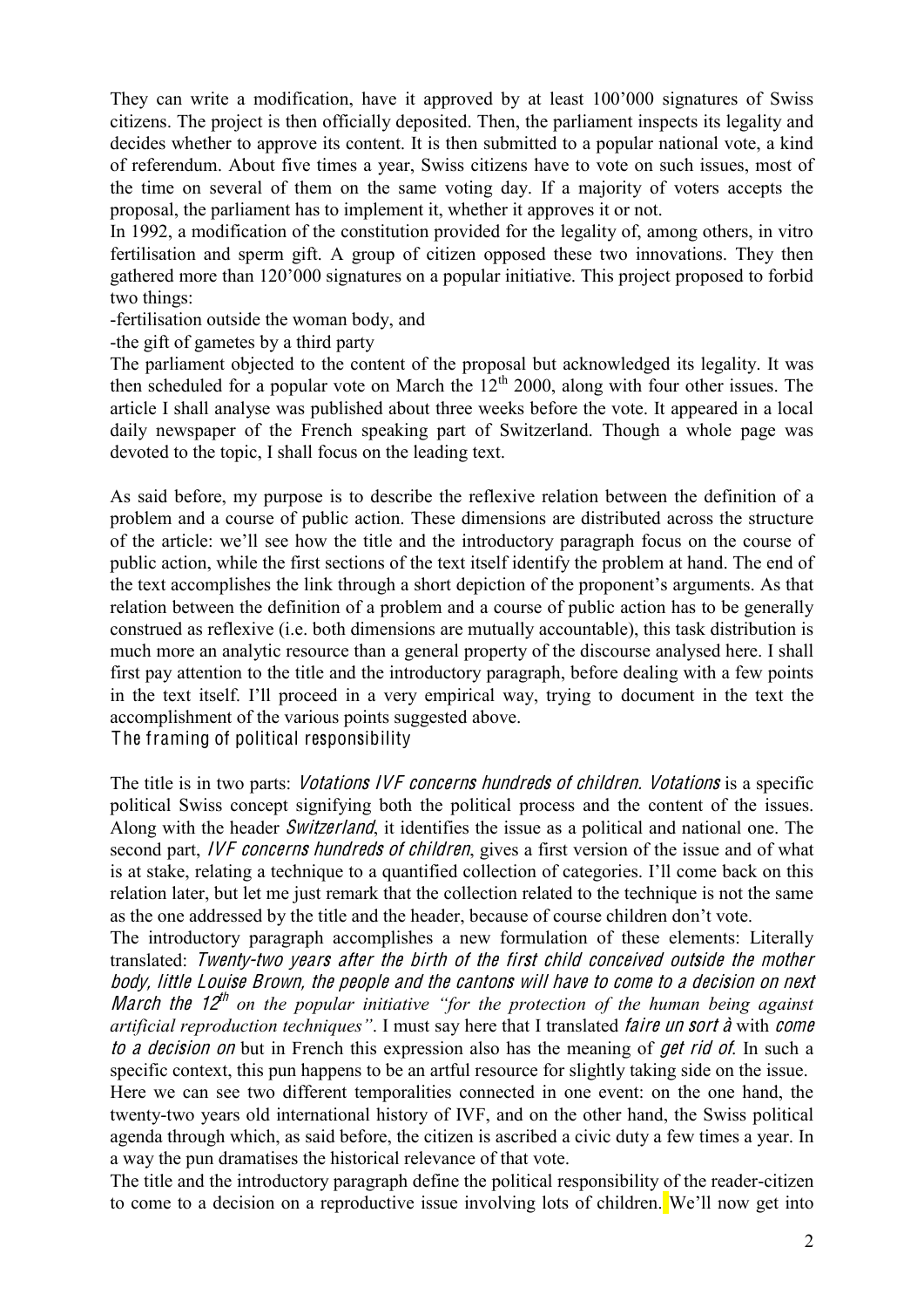They can write a modification, have it approved by at least 100'000 signatures of Swiss citizens. The project is then officially deposited. Then, the parliament inspects its legality and decides whether to approve its content. It is then submitted to a popular national vote, a kind of referendum. About five times a year, Swiss citizens have to vote on such issues, most of the time on several of them on the same voting day. If a majority of voters accepts the proposal, the parliament has to implement it, whether it approves it or not.

In 1992, a modification of the constitution provided for the legality of, among others, in vitro fertilisation and sperm gift. A group of citizen opposed these two innovations. They then gathered more than 120'000 signatures on a popular initiative. This project proposed to forbid two things:

-fertilisation outside the woman body, and

-the gift of gametes by a third party

The parliament objected to the content of the proposal but acknowledged its legality. It was then scheduled for a popular vote on March the 12$^{th}$ 2000, along with four other issues. The article I shall analyse was published about three weeks before the vote. It appeared in a local daily newspaper of the French speaking part of Switzerland. Though a whole page was devoted to the topic, I shall focus on the leading text.

As said before, my purpose is to describe the reflexive relation between the definition of a problem and a course of public action. These dimensions are distributed across the structure of the article: we'll see how the title and the introductory paragraph focus on the course of public action, while the first sections of the text itself identify the problem at hand. The end of the text accomplishes the link through a short depiction of the proponent's arguments. As that relation between the definition of a problem and a course of public action has to be generally construed as reflexive (i.e. both dimensions are mutually accountable), this task distribution is much more an analytic resource than a general property of the discourse analysed here. I shall first pay attention to the title and the introductory paragraph, before dealing with a few points in the text itself. I'll proceed in a very empirical way, trying to document in the text the accomplishment of the various points suggested above.

## The framing of political responsibility

The title is in two parts: *Votations IVF concerns hundreds of children*. *Votations* is a specific political Swiss concept signifying both the political process and the content of the issues. Along with the header *Switzerland*, it identifies the issue as a political and national one. The second part, *IVF concerns hundreds of children*, gives a first version of the issue and of what is at stake, relating a technique to a quantified collection of categories. I'll come back on this relation later, but let me just remark that the collection related to the technique is not the same as the one addressed by the title and the header, because of course children don't vote.

The introductory paragraph accomplishes a new formulation of these elements: Literally translated: *Twenty-two years after the birth of the first child conceived outside the mother body, little Louise Brown, the people and the cantons will have to come to a decision on next March the 12$^{th}$ on the popular initiative "for the protection of the human being against artificial reproduction techniques"*. I must say here that I translated *faire un sort à* with *come to a decision on* but in French this expression also has the meaning of *get rid of*. In such a specific context, this pun happens to be an artful resource for slightly taking side on the issue.

Here we can see two different temporalities connected in one event: on the one hand, the twenty-two years old international history of IVF, and on the other hand, the Swiss political agenda through which, as said before, the citizen is ascribed a civic duty a few times a year. In a way the pun dramatises the historical relevance of that vote.

The title and the introductory paragraph define the political responsibility of the reader-citizen to come to a decision on a reproductive issue involving lots of children. We'll now get into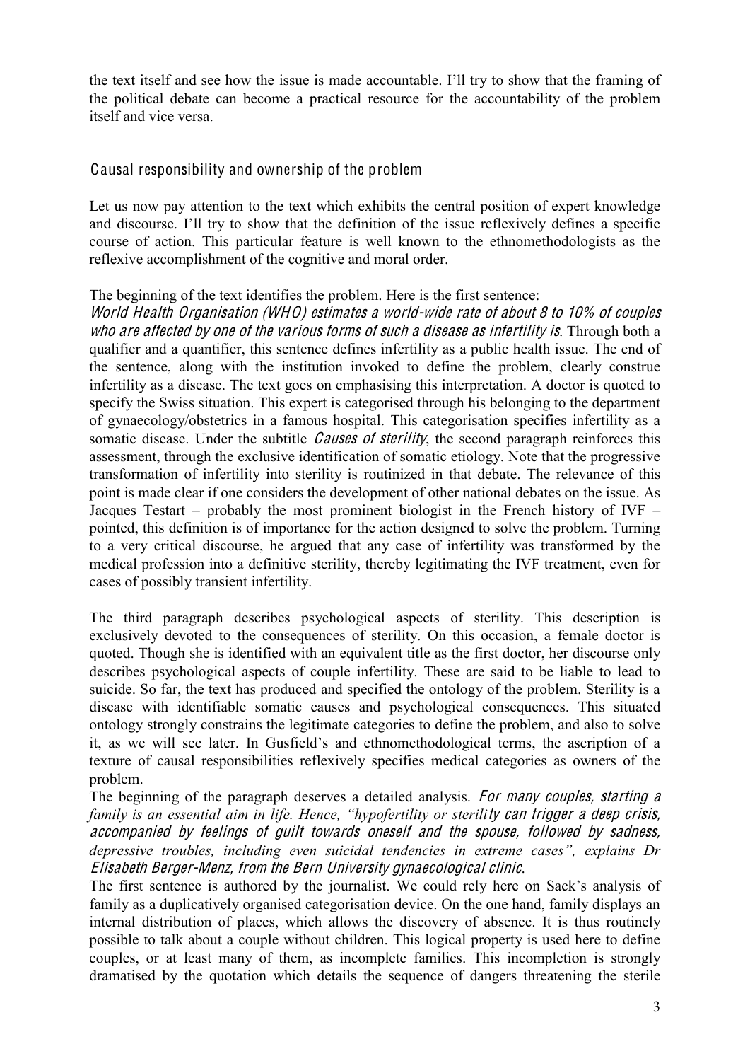the text itself and see how the issue is made accountable. I'll try to show that the framing of the political debate can become a practical resource for the accountability of the problem itself and vice versa.

## Causal responsibility and ownership of the problem

Let us now pay attention to the text which exhibits the central position of expert knowledge and discourse. I'll try to show that the definition of the issue reflexively defines a specific course of action. This particular feature is well known to the ethnomethodologists as the reflexive accomplishment of the cognitive and moral order.

The beginning of the text identifies the problem. Here is the first sentence:
*World Health Organisation (WHO) estimates a world-wide rate of about 8 to 10% of couples who are affected by one of the various forms of such a disease as infertility is*. Through both a qualifier and a quantifier, this sentence defines infertility as a public health issue. The end of the sentence, along with the institution invoked to define the problem, clearly construe infertility as a disease. The text goes on emphasising this interpretation. A doctor is quoted to specify the Swiss situation. This expert is categorised through his belonging to the department of gynaecology/obstetrics in a famous hospital. This categorisation specifies infertility as a somatic disease. Under the subtitle *Causes of sterility*, the second paragraph reinforces this assessment, through the exclusive identification of somatic etiology. Note that the progressive transformation of infertility into sterility is routinized in that debate. The relevance of this point is made clear if one considers the development of other national debates on the issue. As Jacques Testart – probably the most prominent biologist in the French history of IVF – pointed, this definition is of importance for the action designed to solve the problem. Turning to a very critical discourse, he argued that any case of infertility was transformed by the medical profession into a definitive sterility, thereby legitimating the IVF treatment, even for cases of possibly transient infertility.

The third paragraph describes psychological aspects of sterility. This description is exclusively devoted to the consequences of sterility. On this occasion, a female doctor is quoted. Though she is identified with an equivalent title as the first doctor, her discourse only describes psychological aspects of couple infertility. These are said to be liable to lead to suicide. So far, the text has produced and specified the ontology of the problem. Sterility is a disease with identifiable somatic causes and psychological consequences. This situated ontology strongly constrains the legitimate categories to define the problem, and also to solve it, as we will see later. In Gusfield's and ethnomethodological terms, the ascription of a texture of causal responsibilities reflexively specifies medical categories as owners of the problem.

The beginning of the paragraph deserves a detailed analysis. *For many couples, starting a family is an essential aim in life. Hence, "hypofertility or sterility can trigger a deep crisis, accompanied by feelings of guilt towards oneself and the spouse, followed by sadness, depressive troubles, including even suicidal tendencies in extreme cases", explains Dr Elisabeth Berger-Menz, from the Bern University gynaecological clinic*.

The first sentence is authored by the journalist. We could rely here on Sack's analysis of family as a duplicatively organised categorisation device. On the one hand, family displays an internal distribution of places, which allows the discovery of absence. It is thus routinely possible to talk about a couple without children. This logical property is used here to define couples, or at least many of them, as incomplete families. This incompletion is strongly dramatised by the quotation which details the sequence of dangers threatening the sterile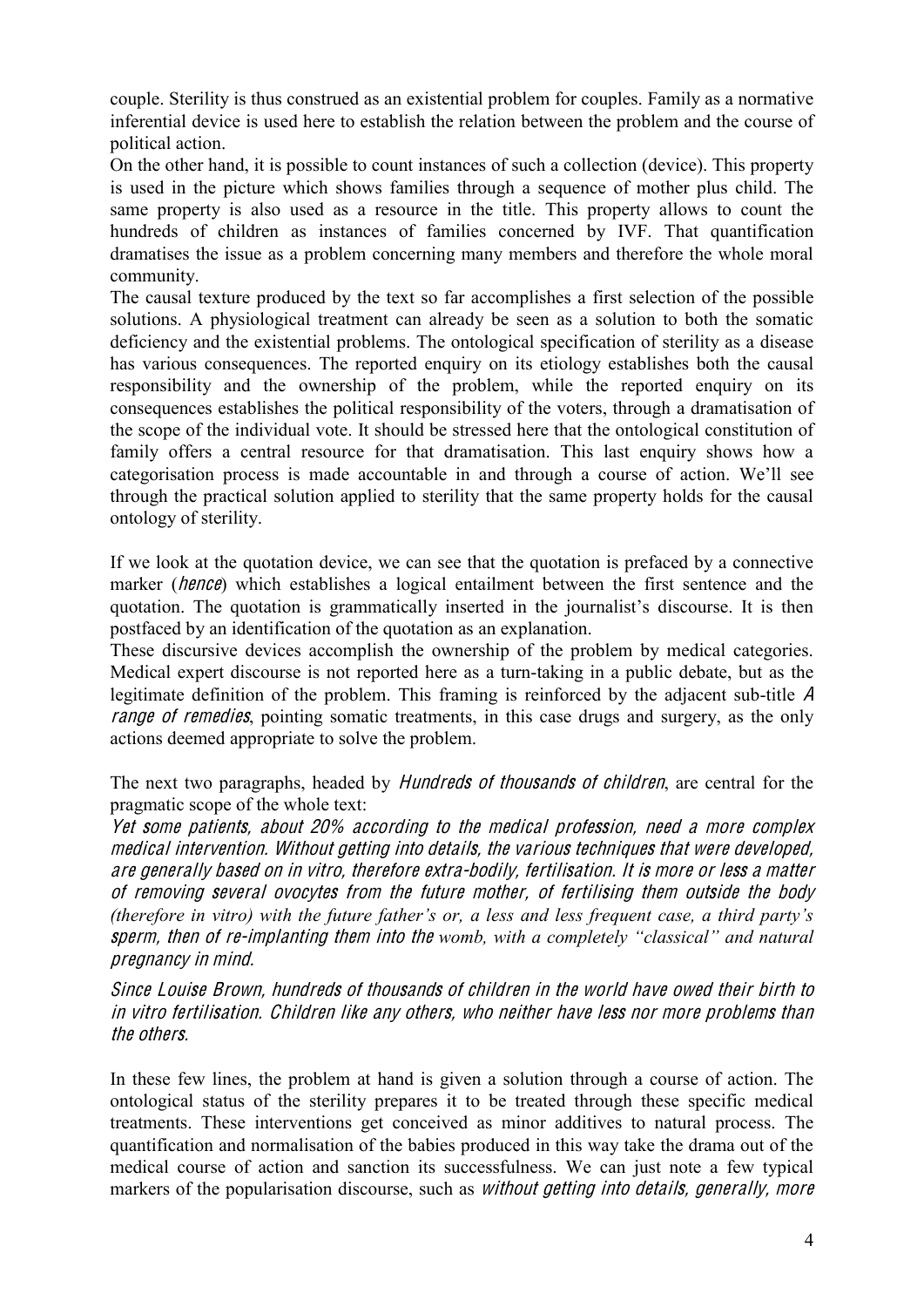couple. Sterility is thus construed as an existential problem for couples. Family as a normative inferential device is used here to establish the relation between the problem and the course of political action.

On the other hand, it is possible to count instances of such a collection (device). This property is used in the picture which shows families through a sequence of mother plus child. The same property is also used as a resource in the title. This property allows to count the hundreds of children as instances of families concerned by IVF. That quantification dramatises the issue as a problem concerning many members and therefore the whole moral community.

The causal texture produced by the text so far accomplishes a first selection of the possible solutions. A physiological treatment can already be seen as a solution to both the somatic deficiency and the existential problems. The ontological specification of sterility as a disease has various consequences. The reported enquiry on its etiology establishes both the causal responsibility and the ownership of the problem, while the reported enquiry on its consequences establishes the political responsibility of the voters, through a dramatisation of the scope of the individual vote. It should be stressed here that the ontological constitution of family offers a central resource for that dramatisation. This last enquiry shows how a categorisation process is made accountable in and through a course of action. We'll see through the practical solution applied to sterility that the same property holds for the causal ontology of sterility.

If we look at the quotation device, we can see that the quotation is prefaced by a connective marker (*hence*) which establishes a logical entailment between the first sentence and the quotation. The quotation is grammatically inserted in the journalist's discourse. It is then postfaced by an identification of the quotation as an explanation.

These discursive devices accomplish the ownership of the problem by medical categories. Medical expert discourse is not reported here as a turn-taking in a public debate, but as the legitimate definition of the problem. This framing is reinforced by the adjacent sub-title *A range of remedies*, pointing somatic treatments, in this case drugs and surgery, as the only actions deemed appropriate to solve the problem.

The next two paragraphs, headed by *Hundreds of thousands of children*, are central for the pragmatic scope of the whole text:

*Yet some patients, about 20% according to the medical profession, need a more complex medical intervention. Without getting into details, the various techniques that were developed, are generally based on in vitro, therefore extra-bodily, fertilisation. It is more or less a matter of removing several ovocytes from the future mother, of fertilising them outside the body (therefore in vitro) with the future father's or, a less and less frequent case, a third party's sperm, then of re-implanting them into the womb, with a completely "classical" and natural pregnancy in mind.*

*Since Louise Brown, hundreds of thousands of children in the world have owed their birth to in vitro fertilisation. Children like any others, who neither have less nor more problems than the others.*

In these few lines, the problem at hand is given a solution through a course of action. The ontological status of the sterility prepares it to be treated through these specific medical treatments. These interventions get conceived as minor additives to natural process. The quantification and normalisation of the babies produced in this way take the drama out of the medical course of action and sanction its successfulness. We can just note a few typical markers of the popularisation discourse, such as *without getting into details*, *generally*, *more*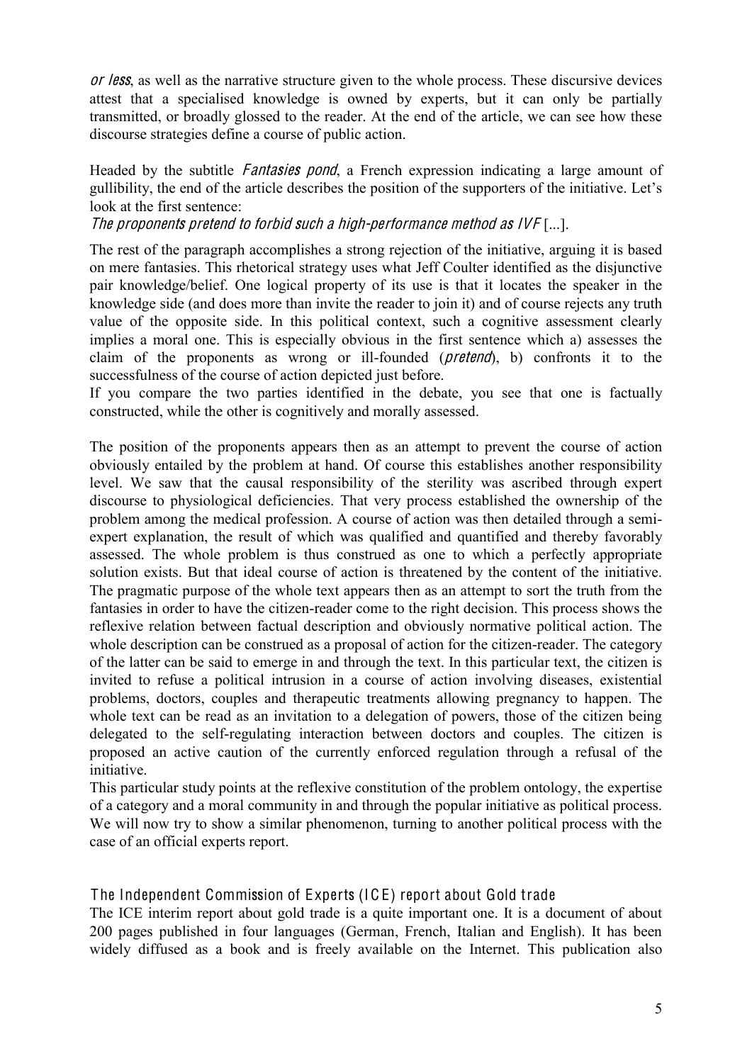*or less*, as well as the narrative structure given to the whole process. These discursive devices attest that a specialised knowledge is owned by experts, but it can only be partially transmitted, or broadly glossed to the reader. At the end of the article, we can see how these discourse strategies define a course of public action.

Headed by the subtitle *Fantasies pond*, a French expression indicating a large amount of gullibility, the end of the article describes the position of the supporters of the initiative. Let's look at the first sentence:

*The proponents pretend to forbid such a high-performance method as IVF* [...].

The rest of the paragraph accomplishes a strong rejection of the initiative, arguing it is based on mere fantasies. This rhetorical strategy uses what Jeff Coulter identified as the disjunctive pair knowledge/belief. One logical property of its use is that it locates the speaker in the knowledge side (and does more than invite the reader to join it) and of course rejects any truth value of the opposite side. In this political context, such a cognitive assessment clearly implies a moral one. This is especially obvious in the first sentence which a) assesses the claim of the proponents as wrong or ill-founded (*pretend*), b) confronts it to the successfulness of the course of action depicted just before.

If you compare the two parties identified in the debate, you see that one is factually constructed, while the other is cognitively and morally assessed.

The position of the proponents appears then as an attempt to prevent the course of action obviously entailed by the problem at hand. Of course this establishes another responsibility level. We saw that the causal responsibility of the sterility was ascribed through expert discourse to physiological deficiencies. That very process established the ownership of the problem among the medical profession. A course of action was then detailed through a semi-expert explanation, the result of which was qualified and quantified and thereby favorably assessed. The whole problem is thus construed as one to which a perfectly appropriate solution exists. But that ideal course of action is threatened by the content of the initiative. The pragmatic purpose of the whole text appears then as an attempt to sort the truth from the fantasies in order to have the citizen-reader come to the right decision. This process shows the reflexive relation between factual description and obviously normative political action. The whole description can be construed as a proposal of action for the citizen-reader. The category of the latter can be said to emerge in and through the text. In this particular text, the citizen is invited to refuse a political intrusion in a course of action involving diseases, existential problems, doctors, couples and therapeutic treatments allowing pregnancy to happen. The whole text can be read as an invitation to a delegation of powers, those of the citizen being delegated to the self-regulating interaction between doctors and couples. The citizen is proposed an active caution of the currently enforced regulation through a refusal of the initiative.

This particular study points at the reflexive constitution of the problem ontology, the expertise of a category and a moral community in and through the popular initiative as political process. We will now try to show a similar phenomenon, turning to another political process with the case of an official experts report.

### The Independent Commission of Experts (ICE) report about Gold trade

The ICE interim report about gold trade is a quite important one. It is a document of about 200 pages published in four languages (German, French, Italian and English). It has been widely diffused as a book and is freely available on the Internet. This publication also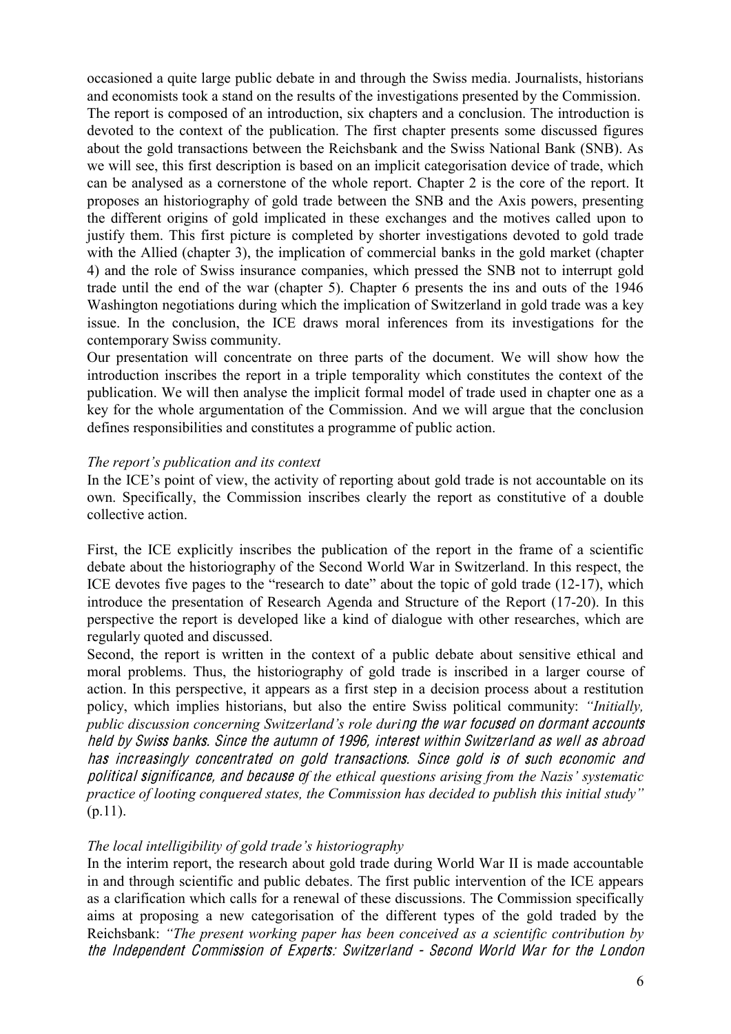occasioned a quite large public debate in and through the Swiss media. Journalists, historians and economists took a stand on the results of the investigations presented by the Commission. The report is composed of an introduction, six chapters and a conclusion. The introduction is devoted to the context of the publication. The first chapter presents some discussed figures about the gold transactions between the Reichsbank and the Swiss National Bank (SNB). As we will see, this first description is based on an implicit categorisation device of trade, which can be analysed as a cornerstone of the whole report. Chapter 2 is the core of the report. It proposes an historiography of gold trade between the SNB and the Axis powers, presenting the different origins of gold implicated in these exchanges and the motives called upon to justify them. This first picture is completed by shorter investigations devoted to gold trade with the Allied (chapter 3), the implication of commercial banks in the gold market (chapter 4) and the role of Swiss insurance companies, which pressed the SNB not to interrupt gold trade until the end of the war (chapter 5). Chapter 6 presents the ins and outs of the 1946 Washington negotiations during which the implication of Switzerland in gold trade was a key issue. In the conclusion, the ICE draws moral inferences from its investigations for the contemporary Swiss community.

Our presentation will concentrate on three parts of the document. We will show how the introduction inscribes the report in a triple temporality which constitutes the context of the publication. We will then analyse the implicit formal model of trade used in chapter one as a key for the whole argumentation of the Commission. And we will argue that the conclusion defines responsibilities and constitutes a programme of public action.

*The report's publication and its context*

In the ICE's point of view, the activity of reporting about gold trade is not accountable on its own. Specifically, the Commission inscribes clearly the report as constitutive of a double collective action.

First, the ICE explicitly inscribes the publication of the report in the frame of a scientific debate about the historiography of the Second World War in Switzerland. In this respect, the ICE devotes five pages to the "research to date" about the topic of gold trade (12-17), which introduce the presentation of Research Agenda and Structure of the Report (17-20). In this perspective the report is developed like a kind of dialogue with other researches, which are regularly quoted and discussed.

Second, the report is written in the context of a public debate about sensitive ethical and moral problems. Thus, the historiography of gold trade is inscribed in a larger course of action. In this perspective, it appears as a first step in a decision process about a restitution policy, which implies historians, but also the entire Swiss political community: *"Initially, public discussion concerning Switzerland's role during the war focused on dormant accounts held by Swiss banks. Since the autumn of 1996, interest within Switzerland as well as abroad has increasingly concentrated on gold transactions. Since gold is of such economic and political significance, and because of the ethical questions arising from the Nazis' systematic practice of looting conquered states, the Commission has decided to publish this initial study"* (p.11).

*The local intelligibility of gold trade's historiography*

In the interim report, the research about gold trade during World War II is made accountable in and through scientific and public debates. The first public intervention of the ICE appears as a clarification which calls for a renewal of these discussions. The Commission specifically aims at proposing a new categorisation of the different types of the gold traded by the Reichsbank: *"The present working paper has been conceived as a scientific contribution by the Independent Commission of Experts: Switzerland - Second World War for the London*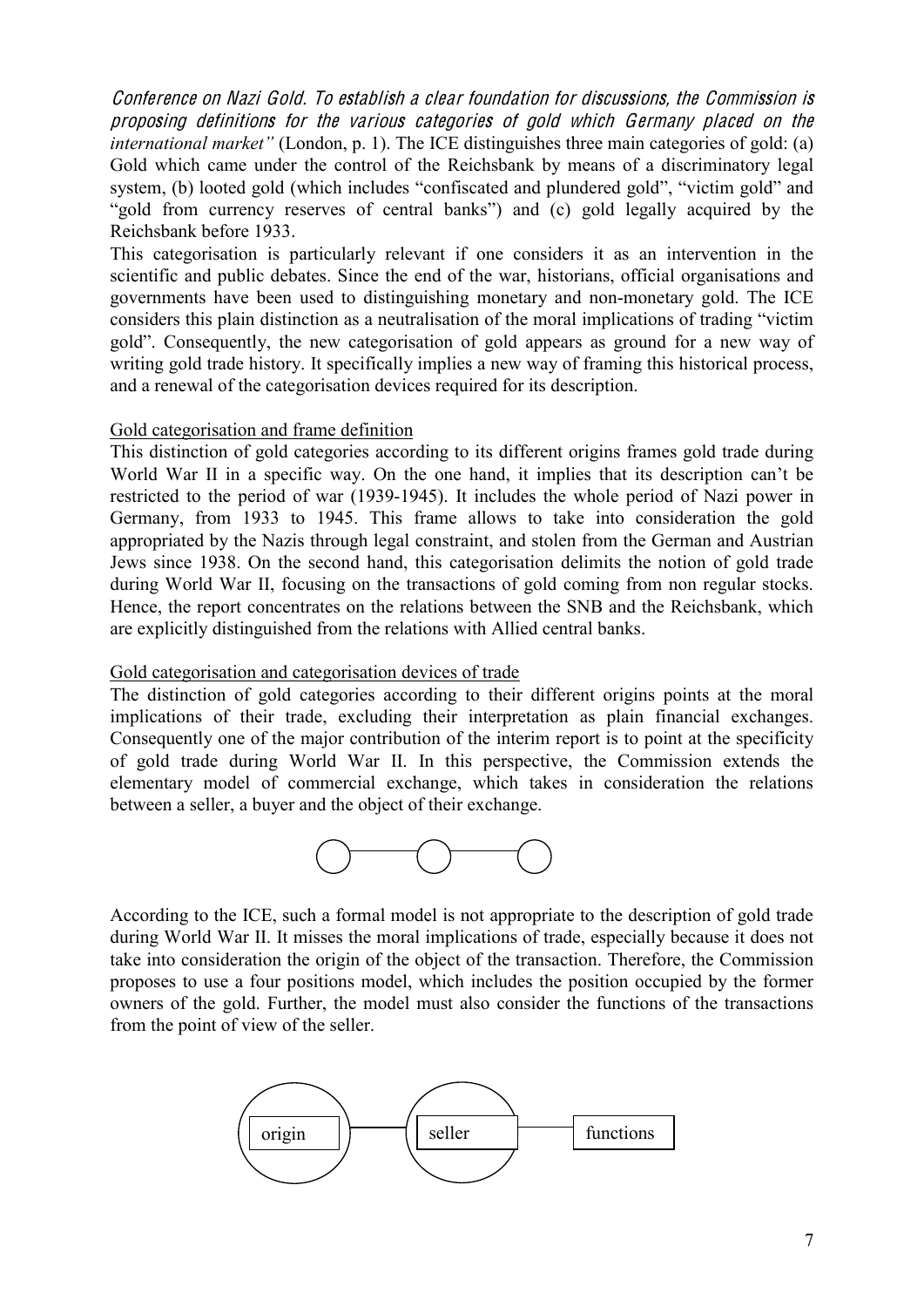*Conference on Nazi Gold. To establish a clear foundation for discussions, the Commission is proposing definitions for the various categories of gold which Germany placed on the international market"* (London, p. 1). The ICE distinguishes three main categories of gold: (a) Gold which came under the control of the Reichsbank by means of a discriminatory legal system, (b) looted gold (which includes "confiscated and plundered gold", "victim gold" and "gold from currency reserves of central banks") and (c) gold legally acquired by the Reichsbank before 1933.

This categorisation is particularly relevant if one considers it as an intervention in the scientific and public debates. Since the end of the war, historians, official organisations and governments have been used to distinguishing monetary and non-monetary gold. The ICE considers this plain distinction as a neutralisation of the moral implications of trading "victim gold". Consequently, the new categorisation of gold appears as ground for a new way of writing gold trade history. It specifically implies a new way of framing this historical process, and a renewal of the categorisation devices required for its description.

## Gold categorisation and frame definition

This distinction of gold categories according to its different origins frames gold trade during World War II in a specific way. On the one hand, it implies that its description can't be restricted to the period of war (1939-1945). It includes the whole period of Nazi power in Germany, from 1933 to 1945. This frame allows to take into consideration the gold appropriated by the Nazis through legal constraint, and stolen from the German and Austrian Jews since 1938. On the second hand, this categorisation delimits the notion of gold trade during World War II, focusing on the transactions of gold coming from non regular stocks. Hence, the report concentrates on the relations between the SNB and the Reichsbank, which are explicitly distinguished from the relations with Allied central banks.

## Gold categorisation and categorisation devices of trade

The distinction of gold categories according to their different origins points at the moral implications of their trade, excluding their interpretation as plain financial exchanges. Consequently one of the major contribution of the interim report is to point at the specificity of gold trade during World War II. In this perspective, the Commission extends the elementary model of commercial exchange, which takes in consideration the relations between a seller, a buyer and the object of their exchange.

According to the ICE, such a formal model is not appropriate to the description of gold trade during World War II. It misses the moral implications of trade, especially because it does not take into consideration the origin of the object of the transaction. Therefore, the Commission proposes to use a four positions model, which includes the position occupied by the former owners of the gold. Further, the model must also consider the functions of the transactions from the point of view of the seller.

origin

seller

functions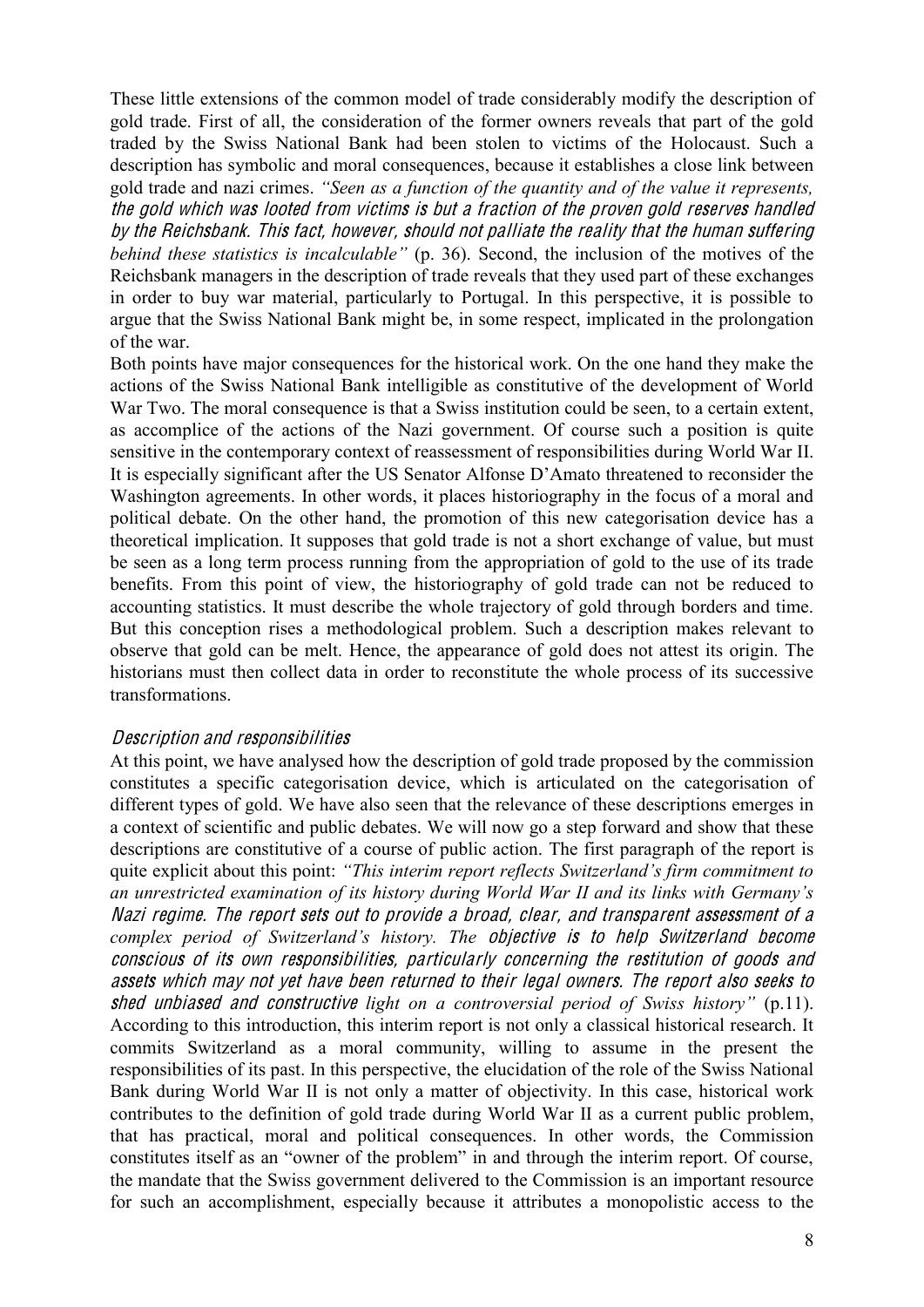These little extensions of the common model of trade considerably modify the description of gold trade. First of all, the consideration of the former owners reveals that part of the gold traded by the Swiss National Bank had been stolen to victims of the Holocaust. Such a description has symbolic and moral consequences, because it establishes a close link between gold trade and nazi crimes. *"Seen as a function of the quantity and of the value it represents, the gold which was looted from victims is but a fraction of the proven gold reserves handled by the Reichsbank. This fact, however, should not palliate the reality that the human suffering behind these statistics is incalculable"* (p. 36). Second, the inclusion of the motives of the Reichsbank managers in the description of trade reveals that they used part of these exchanges in order to buy war material, particularly to Portugal. In this perspective, it is possible to argue that the Swiss National Bank might be, in some respect, implicated in the prolongation of the war.

Both points have major consequences for the historical work. On the one hand they make the actions of the Swiss National Bank intelligible as constitutive of the development of World War Two. The moral consequence is that a Swiss institution could be seen, to a certain extent, as accomplice of the actions of the Nazi government. Of course such a position is quite sensitive in the contemporary context of reassessment of responsibilities during World War II. It is especially significant after the US Senator Alfonse D'Amato threatened to reconsider the Washington agreements. In other words, it places historiography in the focus of a moral and political debate. On the other hand, the promotion of this new categorisation device has a theoretical implication. It supposes that gold trade is not a short exchange of value, but must be seen as a long term process running from the appropriation of gold to the use of its trade benefits. From this point of view, the historiography of gold trade can not be reduced to accounting statistics. It must describe the whole trajectory of gold through borders and time. But this conception rises a methodological problem. Such a description makes relevant to observe that gold can be melt. Hence, the appearance of gold does not attest its origin. The historians must then collect data in order to reconstitute the whole process of its successive transformations.

### *Description and responsibilities*

At this point, we have analysed how the description of gold trade proposed by the commission constitutes a specific categorisation device, which is articulated on the categorisation of different types of gold. We have also seen that the relevance of these descriptions emerges in a context of scientific and public debates. We will now go a step forward and show that these descriptions are constitutive of a course of public action. The first paragraph of the report is quite explicit about this point: *"This interim report reflects Switzerland's firm commitment to an unrestricted examination of its history during World War II and its links with Germany's Nazi regime. The report sets out to provide a broad, clear, and transparent assessment of a complex period of Switzerland's history. The objective is to help Switzerland become conscious of its own responsibilities, particularly concerning the restitution of goods and assets which may not yet have been returned to their legal owners. The report also seeks to shed unbiased and constructive light on a controversial period of Swiss history"* (p.11). According to this introduction, this interim report is not only a classical historical research. It commits Switzerland as a moral community, willing to assume in the present the responsibilities of its past. In this perspective, the elucidation of the role of the Swiss National Bank during World War II is not only a matter of objectivity. In this case, historical work contributes to the definition of gold trade during World War II as a current public problem, that has practical, moral and political consequences. In other words, the Commission constitutes itself as an "owner of the problem" in and through the interim report. Of course, the mandate that the Swiss government delivered to the Commission is an important resource for such an accomplishment, especially because it attributes a monopolistic access to the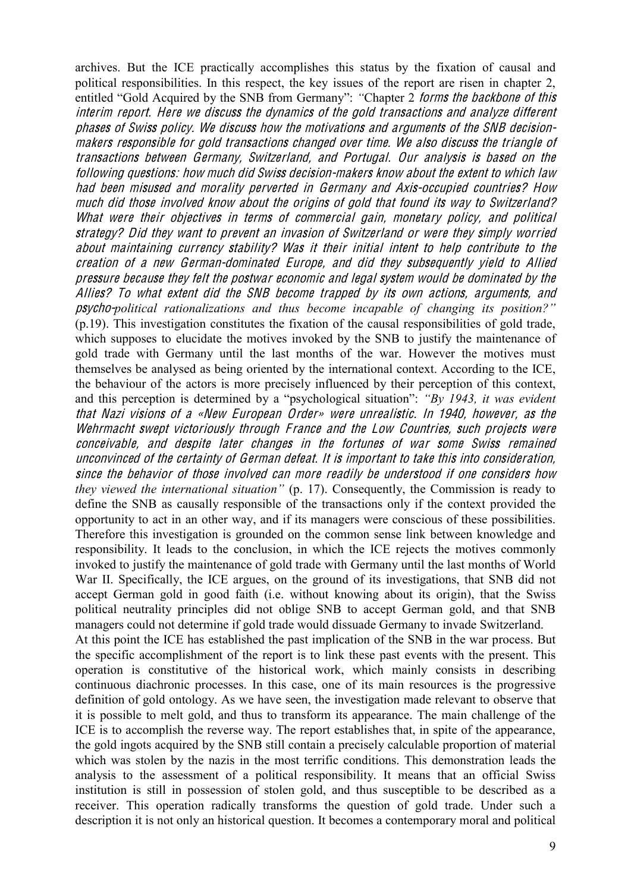archives. But the ICE practically accomplishes this status by the fixation of causal and political responsibilities. In this respect, the key issues of the report are risen in chapter 2, entitled "Gold Acquired by the SNB from Germany": *"Chapter 2 forms the backbone of this interim report. Here we discuss the dynamics of the gold transactions and analyze different phases of Swiss policy. We discuss how the motivations and arguments of the SNB decision-makers responsible for gold transactions changed over time. We also discuss the triangle of transactions between Germany, Switzerland, and Portugal. Our analysis is based on the following questions: how much did Swiss decision-makers know about the extent to which law had been misused and morality perverted in Germany and Axis-occupied countries? How much did those involved know about the origins of gold that found its way to Switzerland? What were their objectives in terms of commercial gain, monetary policy, and political strategy? Did they want to prevent an invasion of Switzerland or were they simply worried about maintaining currency stability? Was it their initial intent to help contribute to the creation of a new German-dominated Europe, and did they subsequently yield to Allied pressure because they felt the postwar economic and legal system would be dominated by the Allies? To what extent did the SNB become trapped by its own actions, arguments, and psycho-political rationalizations and thus become incapable of changing its position?"* (p.19). This investigation constitutes the fixation of the causal responsibilities of gold trade, which supposes to elucidate the motives invoked by the SNB to justify the maintenance of gold trade with Germany until the last months of the war. However the motives must themselves be analysed as being oriented by the international context. According to the ICE, the behaviour of the actors is more precisely influenced by their perception of this context, and this perception is determined by a "psychological situation": *"By 1943, it was evident that Nazi visions of a «New European Order» were unrealistic. In 1940, however, as the Wehrmacht swept victoriously through France and the Low Countries, such projects were conceivable, and despite later changes in the fortunes of war some Swiss remained unconvinced of the certainty of German defeat. It is important to take this into consideration, since the behavior of those involved can more readily be understood if one considers how they viewed the international situation"* (p. 17). Consequently, the Commission is ready to define the SNB as causally responsible of the transactions only if the context provided the opportunity to act in an other way, and if its managers were conscious of these possibilities. Therefore this investigation is grounded on the common sense link between knowledge and responsibility. It leads to the conclusion, in which the ICE rejects the motives commonly invoked to justify the maintenance of gold trade with Germany until the last months of World War II. Specifically, the ICE argues, on the ground of its investigations, that SNB did not accept German gold in good faith (i.e. without knowing about its origin), that the Swiss political neutrality principles did not oblige SNB to accept German gold, and that SNB managers could not determine if gold trade would dissuade Germany to invade Switzerland.

At this point the ICE has established the past implication of the SNB in the war process. But the specific accomplishment of the report is to link these past events with the present. This operation is constitutive of the historical work, which mainly consists in describing continuous diachronic processes. In this case, one of its main resources is the progressive definition of gold ontology. As we have seen, the investigation made relevant to observe that it is possible to melt gold, and thus to transform its appearance. The main challenge of the ICE is to accomplish the reverse way. The report establishes that, in spite of the appearance, the gold ingots acquired by the SNB still contain a precisely calculable proportion of material which was stolen by the nazis in the most terrific conditions. This demonstration leads the analysis to the assessment of a political responsibility. It means that an official Swiss institution is still in possession of stolen gold, and thus susceptible to be described as a receiver. This operation radically transforms the question of gold trade. Under such a description it is not only an historical question. It becomes a contemporary moral and political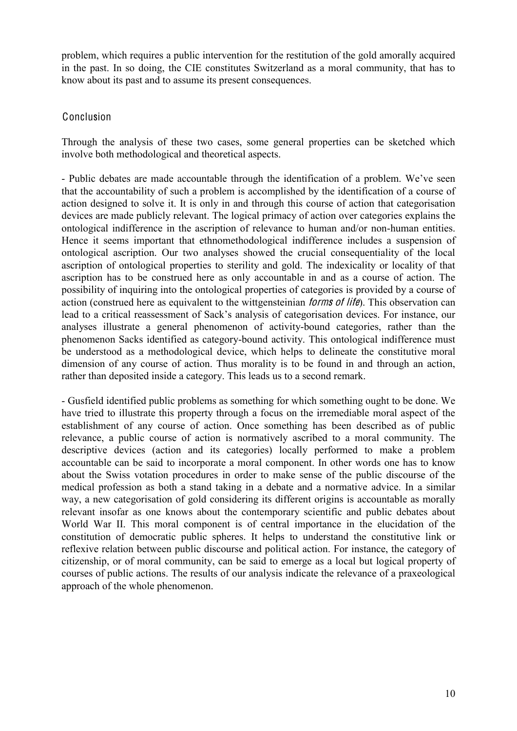problem, which requires a public intervention for the restitution of the gold amorally acquired in the past. In so doing, the CIE constitutes Switzerland as a moral community, that has to know about its past and to assume its present consequences.

## Conclusion

Through the analysis of these two cases, some general properties can be sketched which involve both methodological and theoretical aspects.

- Public debates are made accountable through the identification of a problem. We've seen that the accountability of such a problem is accomplished by the identification of a course of action designed to solve it. It is only in and through this course of action that categorisation devices are made publicly relevant. The logical primacy of action over categories explains the ontological indifference in the ascription of relevance to human and/or non-human entities. Hence it seems important that ethnomethodological indifference includes a suspension of ontological ascription. Our two analyses showed the crucial consequentiality of the local ascription of ontological properties to sterility and gold. The indexicality or locality of that ascription has to be construed here as only accountable in and as a course of action. The possibility of inquiring into the ontological properties of categories is provided by a course of action (construed here as equivalent to the wittgensteinian *forms of life*). This observation can lead to a critical reassessment of Sack's analysis of categorisation devices. For instance, our analyses illustrate a general phenomenon of activity-bound categories, rather than the phenomenon Sacks identified as category-bound activity. This ontological indifference must be understood as a methodological device, which helps to delineate the constitutive moral dimension of any course of action. Thus morality is to be found in and through an action, rather than deposited inside a category. This leads us to a second remark.

- Gusfield identified public problems as something for which something ought to be done. We have tried to illustrate this property through a focus on the irremediable moral aspect of the establishment of any course of action. Once something has been described as of public relevance, a public course of action is normatively ascribed to a moral community. The descriptive devices (action and its categories) locally performed to make a problem accountable can be said to incorporate a moral component. In other words one has to know about the Swiss votation procedures in order to make sense of the public discourse of the medical profession as both a stand taking in a debate and a normative advice. In a similar way, a new categorisation of gold considering its different origins is accountable as morally relevant insofar as one knows about the contemporary scientific and public debates about World War II. This moral component is of central importance in the elucidation of the constitution of democratic public spheres. It helps to understand the constitutive link or reflexive relation between public discourse and political action. For instance, the category of citizenship, or of moral community, can be said to emerge as a local but logical property of courses of public actions. The results of our analysis indicate the relevance of a praxeological approach of the whole phenomenon.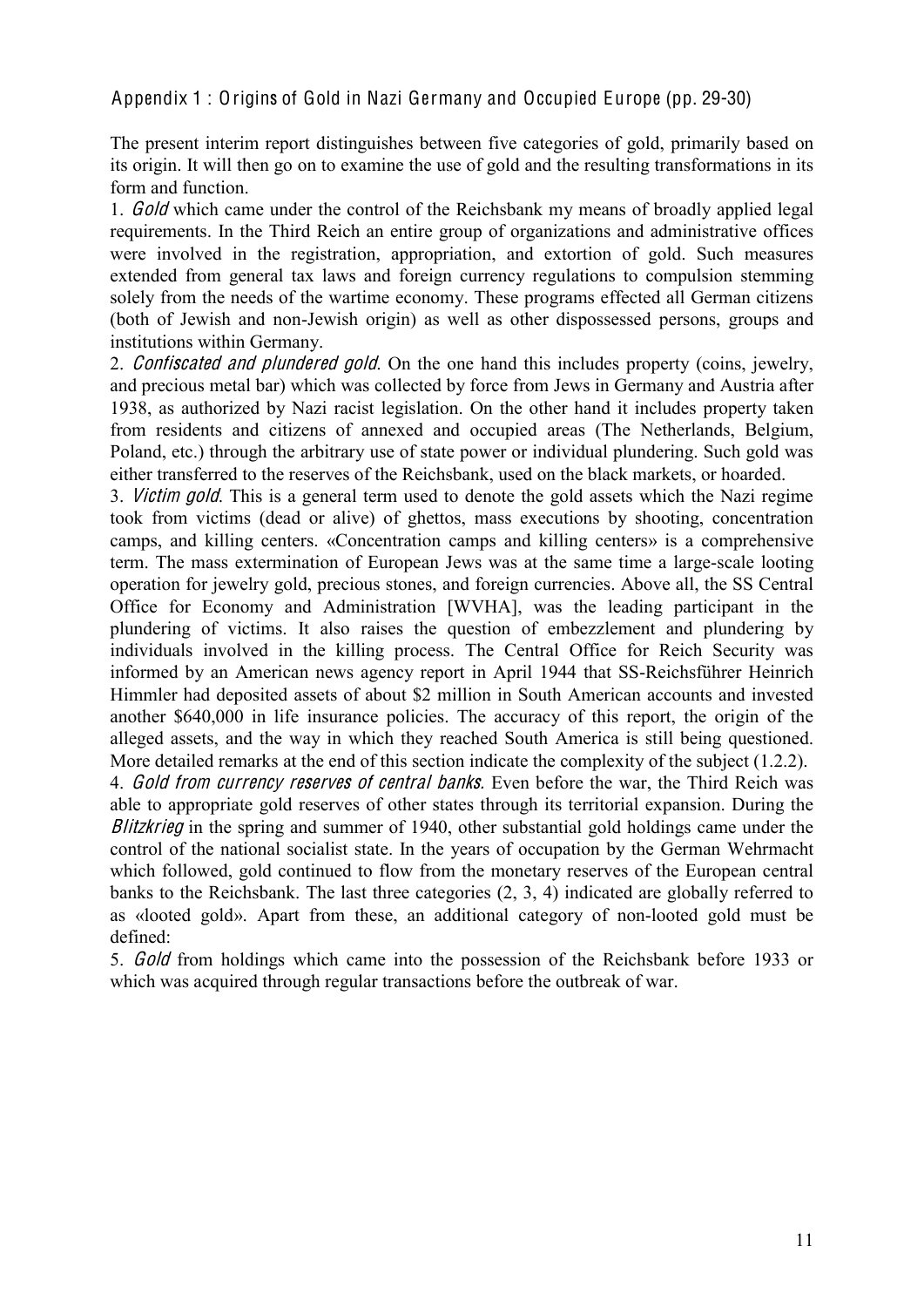## Appendix 1 : Origins of Gold in Nazi Germany and Occupied Europe (pp. 29-30)

The present interim report distinguishes between five categories of gold, primarily based on its origin. It will then go on to examine the use of gold and the resulting transformations in its form and function.

1. *Gold* which came under the control of the Reichsbank my means of broadly applied legal requirements. In the Third Reich an entire group of organizations and administrative offices were involved in the registration, appropriation, and extortion of gold. Such measures extended from general tax laws and foreign currency regulations to compulsion stemming solely from the needs of the wartime economy. These programs effected all German citizens (both of Jewish and non-Jewish origin) as well as other dispossessed persons, groups and institutions within Germany.

2. *Confiscated and plundered gold*. On the one hand this includes property (coins, jewelry, and precious metal bar) which was collected by force from Jews in Germany and Austria after 1938, as authorized by Nazi racist legislation. On the other hand it includes property taken from residents and citizens of annexed and occupied areas (The Netherlands, Belgium, Poland, etc.) through the arbitrary use of state power or individual plundering. Such gold was either transferred to the reserves of the Reichsbank, used on the black markets, or hoarded.

3. *Victim gold*. This is a general term used to denote the gold assets which the Nazi regime took from victims (dead or alive) of ghettos, mass executions by shooting, concentration camps, and killing centers. «Concentration camps and killing centers» is a comprehensive term. The mass extermination of European Jews was at the same time a large-scale looting operation for jewelry gold, precious stones, and foreign currencies. Above all, the SS Central Office for Economy and Administration [WVHA], was the leading participant in the plundering of victims. It also raises the question of embezzlement and plundering by individuals involved in the killing process. The Central Office for Reich Security was informed by an American news agency report in April 1944 that SS-Reichsführer Heinrich Himmler had deposited assets of about $2 million in South American accounts and invested another $640,000 in life insurance policies. The accuracy of this report, the origin of the alleged assets, and the way in which they reached South America is still being questioned. More detailed remarks at the end of this section indicate the complexity of the subject (1.2.2).

4. *Gold from currency reserves of central banks.* Even before the war, the Third Reich was able to appropriate gold reserves of other states through its territorial expansion. During the *Blitzkrieg* in the spring and summer of 1940, other substantial gold holdings came under the control of the national socialist state. In the years of occupation by the German Wehrmacht which followed, gold continued to flow from the monetary reserves of the European central banks to the Reichsbank. The last three categories (2, 3, 4) indicated are globally referred to as «looted gold». Apart from these, an additional category of non-looted gold must be defined:

5. *Gold* from holdings which came into the possession of the Reichsbank before 1933 or which was acquired through regular transactions before the outbreak of war.